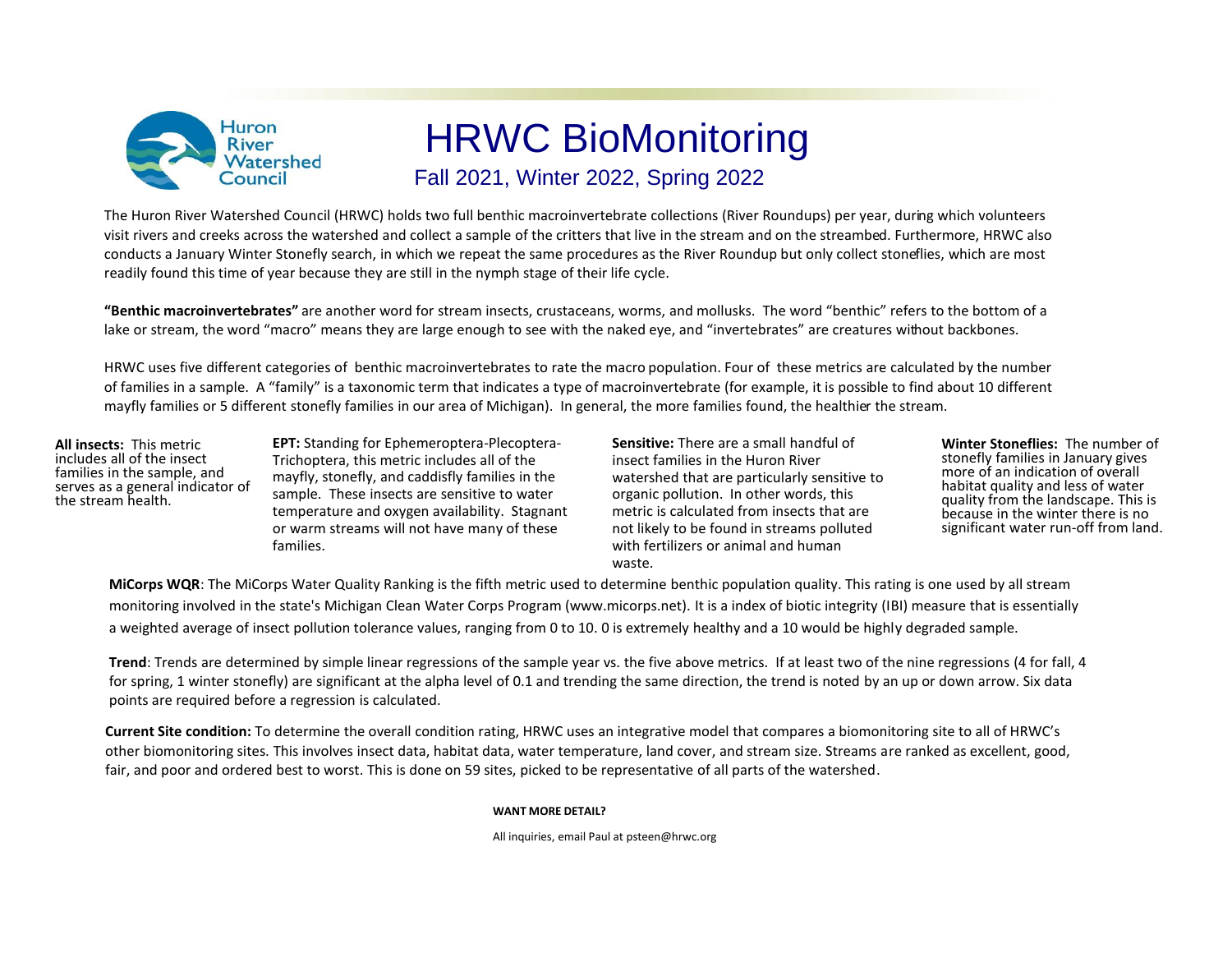Huron River Watershed Council

# HRWC BioMonitoring

## Fall 2021, Winter 2022, Spring 2022

The Huron River Watershed Council (HRWC) holds two full benthic macroinvertebrate collections (River Roundups) per year, during which volunteers visit rivers and creeks across the watershed and collect a sample of the critters that live in the stream and on the streambed. Furthermore, HRWC also conducts a January Winter Stonefly search, in which we repeat the same procedures as the River Roundup but only collect stoneflies, which are most readily found this time of year because they are still in the nymph stage of their life cycle.

**"Benthic macroinvertebrates"** are another word for stream insects, crustaceans, worms, and mollusks. The word "benthic" refers to the bottom of a lake or stream, the word "macro" means they are large enough to see with the naked eye, and "invertebrates" are creatures without backbones.

HRWC uses five different categories of benthic macroinvertebrates to rate the macro population. Four of these metrics are calculated by the number of families in a sample. A "family" is a taxonomic term that indicates a type of macroinvertebrate (for example, it is possible to find about 10 different mayfly families or 5 different stonefly families in our area of Michigan). In general, the more families found, the healthier the stream.

**All insects:** This metric includes all of the insect families in the sample, and serves as a general indicator of the stream health.

**EPT:** Standing for Ephemeroptera-Plecoptera-Trichoptera, this metric includes all of the mayfly, stonefly, and caddisfly families in the sample. These insects are sensitive to water temperature and oxygen availability. Stagnant or warm streams will not have many of these families.

**Sensitive:** There are a small handful of insect families in the Huron River watershed that are particularly sensitive to organic pollution. In other words, this metric is calculated from insects that are not likely to be found in streams polluted with fertilizers or animal and human waste.

**Winter Stoneflies:** The number of stonefly families in January gives more of an indication of overall habitat quality and less of water quality from the landscape. This is because in the winter there is no significant water run-off from land.

**MiCorps WQR**: The MiCorps Water Quality Ranking is the fifth metric used to determine benthic population quality. This rating is one used by all stream monitoring involved in the state's Michigan Clean Water Corps Program (www.micorps.net). It is a index of biotic integrity (IBI) measure that is essentially a weighted average of insect pollution tolerance values, ranging from 0 to 10. 0 is extremely healthy and a 10 would be highly degraded sample.

**Trend**: Trends are determined by simple linear regressions of the sample year vs. the five above metrics. If at least two of the nine regressions (4 for fall, 4 for spring, 1 winter stonefly) are significant at the alpha level of 0.1 and trending the same direction, the trend is noted by an up or down arrow. Six data points are required before a regression is calculated.

**Current Site condition:** To determine the overall condition rating, HRWC uses an integrative model that compares a biomonitoring site to all of HRWC's other biomonitoring sites. This involves insect data, habitat data, water temperature, land cover, and stream size. Streams are ranked as excellent, good, fair, and poor and ordered best to worst. This is done on 59 sites, picked to be representative of all parts of the watershed.

**WANT MORE DETAIL?**

All inquiries, email Paul at psteen@hrwc.org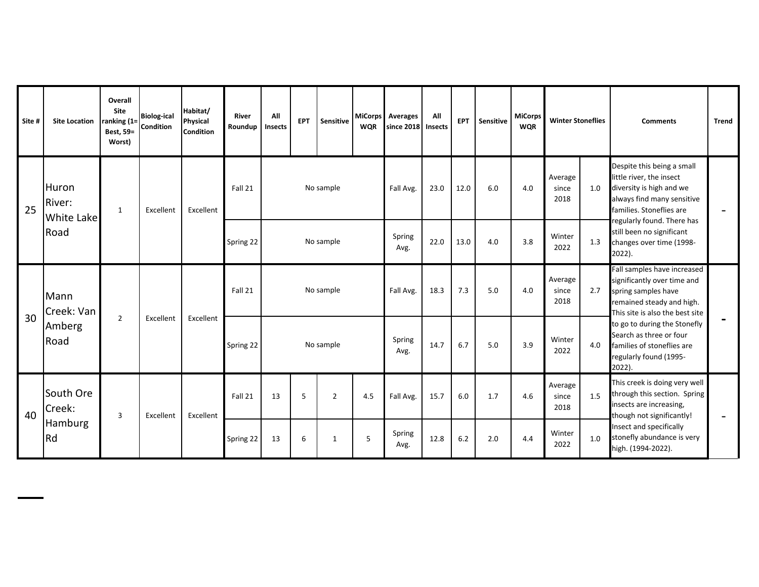| Site # | Site Location | Overall Site ranking (1= Best, 59= Worst) | Biolog-ical Condition | Habitat/ Physical Condition | River Roundup | All Insects | EPT | Sensitive | MiCorps WQR | Averages since 2018 | All Insects | EPT | Sensitive | MiCorps WQR | Winter Stoneflies | | Comments | Trend |
|---|---|---|---|---|---|---|---|---|---|---|---|---|---|---|---|---|---|---|
| 25 | Huron River: White Lake Road | 1 | Excellent | Excellent | Fall 21 | No sample | | | | Fall Avg. | 23.0 | 12.0 | 6.0 | 4.0 | Average since 2018 | 1.0 | Despite this being a small little river, the insect diversity is high and we always find many sensitive families. Stoneflies are regularly found. There has still been no significant changes over time (1998-2022). | - |
| | | | | | Spring 22 | No sample | | | | Spring Avg. | 22.0 | 13.0 | 4.0 | 3.8 | Winter 2022 | 1.3 | | |
| 30 | Mann Creek: Van Amberg Road | 2 | Excellent | Excellent | Fall 21 | No sample | | | | Fall Avg. | 18.3 | 7.3 | 5.0 | 4.0 | Average since 2018 | 2.7 | Fall samples have increased significantly over time and spring samples have remained steady and high. This site is also the best site to go to during the Stonefly Search as three or four families of stoneflies are regularly found (1995-2022). | - |
| | | | | | Spring 22 | No sample | | | | Spring Avg. | 14.7 | 6.7 | 5.0 | 3.9 | Winter 2022 | 4.0 | | |
| 40 | South Ore Creek: Hamburg Rd | 3 | Excellent | Excellent | Fall 21 | 13 | 5 | 2 | 4.5 | Fall Avg. | 15.7 | 6.0 | 1.7 | 4.6 | Average since 2018 | 1.5 | This creek is doing very well through this section. Spring insects are increasing, though not significantly! Insect and specifically stonefly abundance is very high. (1994-2022). | - |
| | | | | | Spring 22 | 13 | 6 | 1 | 5 | Spring Avg. | 12.8 | 6.2 | 2.0 | 4.4 | Winter 2022 | 1.0 | | |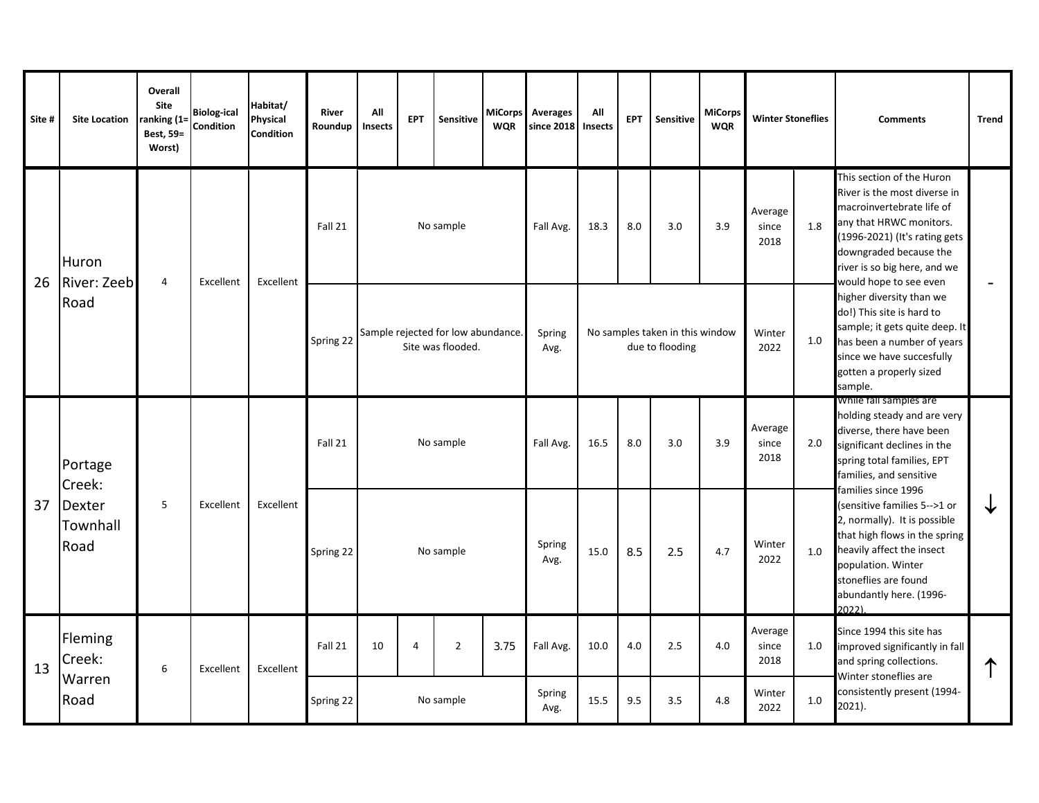| Site # | Site Location | Overall Site ranking (1= Best, 59= Worst) | Biolog-ical Condition | Habitat/ Physical Condition | River Roundup | All Insects | EPT | Sensitive | MiCorps WQR | Averages since 2018 | All Insects | EPT | Sensitive | MiCorps WQR | Winter Stoneflies | | Comments | Trend |
|---|---|---|---|---|---|---|---|---|---|---|---|---|---|---|---|---|---|---|
| 26 | Huron River: Zeeb Road | 4 | Excellent | Excellent | Fall 21 | No sample | | | | Fall Avg. | 18.3 | 8.0 | 3.0 | 3.9 | Average since 2018 | 1.8 | This section of the Huron River is the most diverse in macroinvertebrate life of any that HRWC monitors. (1996-2021) (It's rating gets downgraded because the river is so big here, and we would hope to see even higher diversity than we do!) This site is hard to sample; it gets quite deep. It has been a number of years since we have succesfully gotten a properly sized sample. | - |
| | | | | | Spring 22 | Sample rejected for low abundance. Site was flooded. | | | | Spring Avg. | No samples taken in this window due to flooding | | | | Winter 2022 | 1.0 | | |
| 37 | Portage Creek: Dexter Townhall Road | 5 | Excellent | Excellent | Fall 21 | No sample | | | | Fall Avg. | 16.5 | 8.0 | 3.0 | 3.9 | Average since 2018 | 2.0 | While fall samples are holding steady and are very diverse, there have been significant declines in the spring total families, EPT families, and sensitive families since 1996 (sensitive families 5-->1 or 2, normally). It is possible that high flows in the spring heavily affect the insect population. Winter stoneflies are found abundantly here. (1996-2022). | ↓ |
| | | | | | Spring 22 | No sample | | | | Spring Avg. | 15.0 | 8.5 | 2.5 | 4.7 | Winter 2022 | 1.0 | | |
| 13 | Fleming Creek: Warren Road | 6 | Excellent | Excellent | Fall 21 | 10 | 4 | 2 | 3.75 | Fall Avg. | 10.0 | 4.0 | 2.5 | 4.0 | Average since 2018 | 1.0 | Since 1994 this site has improved significantly in fall and spring collections. Winter stoneflies are consistently present (1994-2021). | ↑ |
| | | | | | Spring 22 | No sample | | | | Spring Avg. | 15.5 | 9.5 | 3.5 | 4.8 | Winter 2022 | 1.0 | | |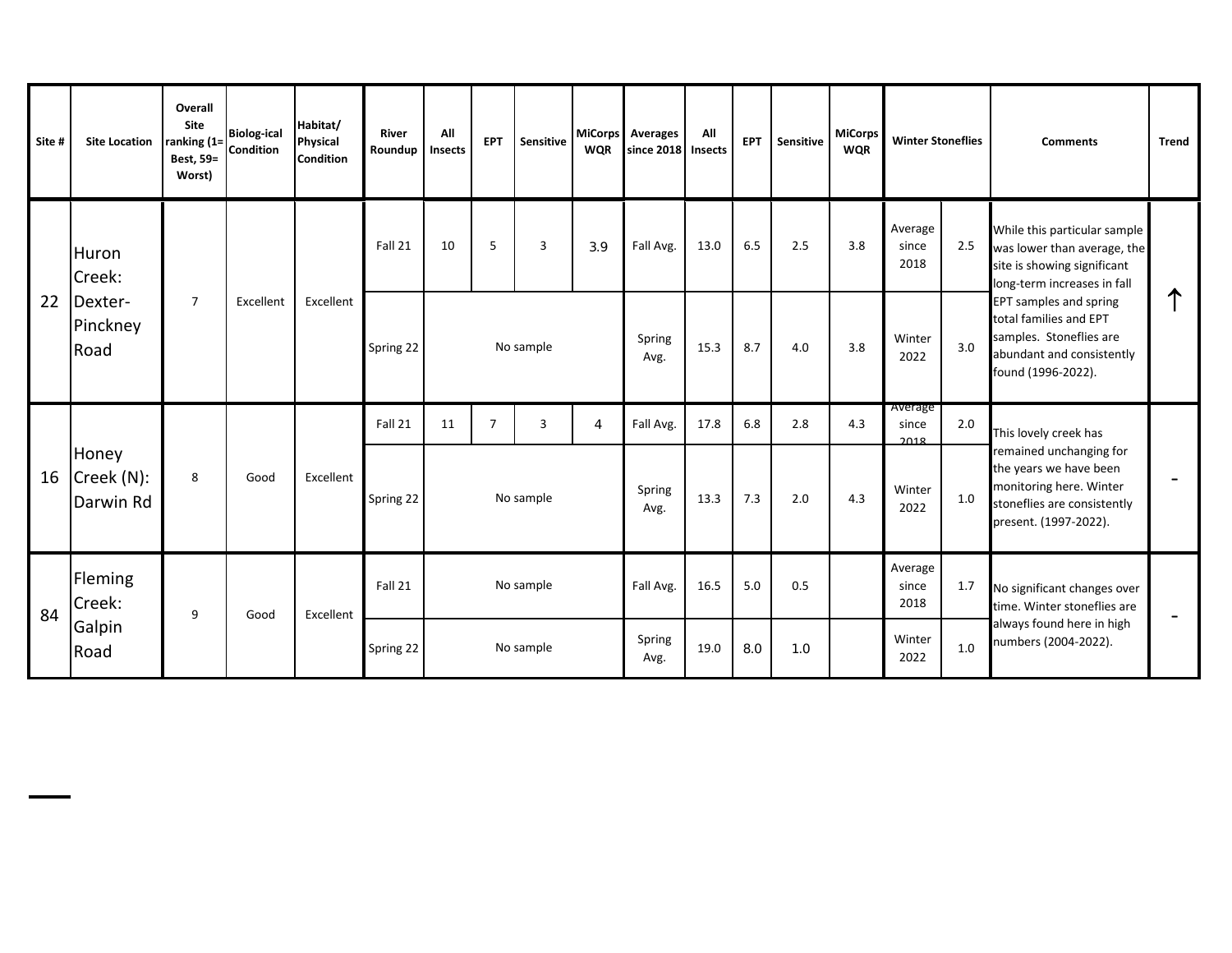| Site # | Site Location | Overall Site ranking (1= Best, 59= Worst) | Biolog-ical Condition | Habitat/ Physical Condition | River Roundup | All Insects | EPT | Sensitive | MiCorps WQR | Averages since 2018 | All Insects | EPT | Sensitive | MiCorps WQR | Winter Stoneflies | | Comments | Trend |
|---|---|---|---|---|---|---|---|---|---|---|---|---|---|---|---|---|---|---|
| 22 | Huron Creek: Dexter-Pinckney Road | 7 | Excellent | Excellent | Fall 21 | 10 | 5 | 3 | 3.9 | Fall Avg. | 13.0 | 6.5 | 2.5 | 3.8 | Average since 2018 | 2.5 | While this particular sample was lower than average, the site is showing significant long-term increases in fall EPT samples and spring total families and EPT samples. Stoneflies are abundant and consistently found (1996-2022). | ↑ |
| | | | | | Spring 22 | No sample | | | | Spring Avg. | 15.3 | 8.7 | 4.0 | 3.8 | Winter 2022 | 3.0 | | |
| 16 | Honey Creek (N): Darwin Rd | 8 | Good | Excellent | Fall 21 | 11 | 7 | 3 | 4 | Fall Avg. | 17.8 | 6.8 | 2.8 | 4.3 | Average since 2018 | 2.0 | This lovely creek has remained unchanging for the years we have been monitoring here. Winter stoneflies are consistently present. (1997-2022). | - |
| | | | | | Spring 22 | No sample | | | | Spring Avg. | 13.3 | 7.3 | 2.0 | 4.3 | Winter 2022 | 1.0 | | |
| 84 | Fleming Creek: Galpin Road | 9 | Good | Excellent | Fall 21 | No sample | | | | Fall Avg. | 16.5 | 5.0 | 0.5 | | Average since 2018 | 1.7 | No significant changes over time. Winter stoneflies are always found here in high numbers (2004-2022). | - |
| | | | | | Spring 22 | No sample | | | | Spring Avg. | 19.0 | 8.0 | 1.0 | | Winter 2022 | 1.0 | | |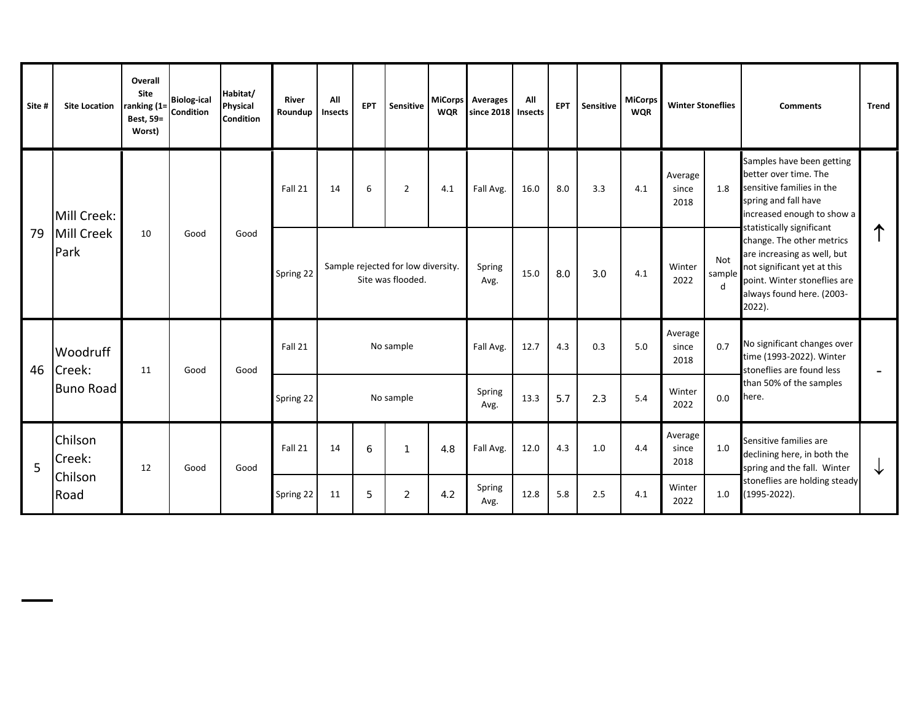| Site # | Site Location | Overall Site ranking (1= Best, 59= Worst) | Biolog-ical Condition | Habitat/ Physical Condition | River Roundup | All Insects | EPT | Sensitive | MiCorps WQR | Averages since 2018 | All Insects | EPT | Sensitive | MiCorps WQR | Winter Stoneflies | | Comments | Trend |
|---|---|---|---|---|---|---|---|---|---|---|---|---|---|---|---|---|---|---|
| 79 | Mill Creek: Mill Creek Park | 10 | Good | Good | Fall 21 | 14 | 6 | 2 | 4.1 | Fall Avg. | 16.0 | 8.0 | 3.3 | 4.1 | Average since 2018 | 1.8 | Samples have been getting better over time. The sensitive families in the spring and fall have increased enough to show a statistically significant change. The other metrics are increasing as well, but not significant yet at this point. Winter stoneflies are always found here. (2003-2022). | ↑ |
| | | | | | Spring 22 | Sample rejected for low diversity. Site was flooded. | | | | Spring Avg. | 15.0 | 8.0 | 3.0 | 4.1 | Winter 2022 | Not sampled | | |
| 46 | Woodruff Creek: Buno Road | 11 | Good | Good | Fall 21 | No sample | | | | Fall Avg. | 12.7 | 4.3 | 0.3 | 5.0 | Average since 2018 | 0.7 | No significant changes over time (1993-2022). Winter stoneflies are found less than 50% of the samples here. | - |
| | | | | | Spring 22 | No sample | | | | Spring Avg. | 13.3 | 5.7 | 2.3 | 5.4 | Winter 2022 | 0.0 | | |
| 5 | Chilson Creek: Chilson Road | 12 | Good | Good | Fall 21 | 14 | 6 | 1 | 4.8 | Fall Avg. | 12.0 | 4.3 | 1.0 | 4.4 | Average since 2018 | 1.0 | Sensitive families are declining here, in both the spring and the fall. Winter stoneflies are holding steady (1995-2022). | ↓ |
| | | | | | Spring 22 | 11 | 5 | 2 | 4.2 | Spring Avg. | 12.8 | 5.8 | 2.5 | 4.1 | Winter 2022 | 1.0 | | |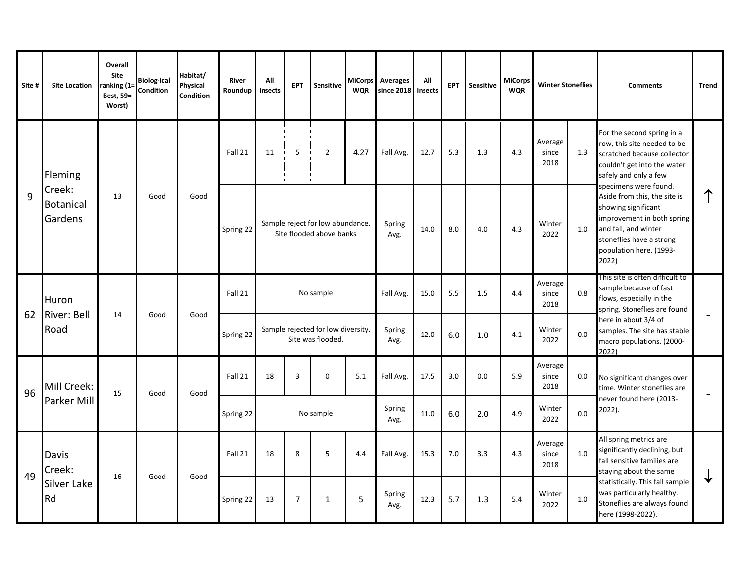| Site # | Site Location | Overall Site ranking (1= Best, 59= Worst) | Biolog-ical Condition | Habitat/ Physical Condition | River Roundup | All Insects | EPT | Sensitive | MiCorps WQR | Averages since 2018 | All Insects | EPT | Sensitive | MiCorps WQR | Winter Stoneflies | | Comments | Trend |
|---|---|---|---|---|---|---|---|---|---|---|---|---|---|---|---|---|---|---|
| 9 | Fleming Creek: Botanical Gardens | 13 | Good | Good | Fall 21 | 11 | 5 | 2 | 4.27 | Fall Avg. | 12.7 | 5.3 | 1.3 | 4.3 | Average since 2018 | 1.3 | For the second spring in a row, this site needed to be scratched because collector couldn't get into the water safely and only a few specimens were found. Aside from this, the site is showing significant improvement in both spring and fall, and winter stoneflies have a strong population here. (1993-2022) | ↑ |
| | | | | | Spring 22 | Sample reject for low abundance. Site flooded above banks | | | | Spring Avg. | 14.0 | 8.0 | 4.0 | 4.3 | Winter 2022 | 1.0 | | |
| 62 | Huron River: Bell Road | 14 | Good | Good | Fall 21 | No sample | | | | Fall Avg. | 15.0 | 5.5 | 1.5 | 4.4 | Average since 2018 | 0.8 | This site is often difficult to sample because of fast flows, especially in the spring. Stoneflies are found here in about 3/4 of samples. The site has stable macro populations. (2000-2022) | - |
| | | | | | Spring 22 | Sample rejected for low diversity. Site was flooded. | | | | Spring Avg. | 12.0 | 6.0 | 1.0 | 4.1 | Winter 2022 | 0.0 | | |
| 96 | Mill Creek: Parker Mill | 15 | Good | Good | Fall 21 | 18 | 3 | 0 | 5.1 | Fall Avg. | 17.5 | 3.0 | 0.0 | 5.9 | Average since 2018 | 0.0 | No significant changes over time. Winter stoneflies are never found here (2013-2022). | - |
| | | | | | Spring 22 | No sample | | | | Spring Avg. | 11.0 | 6.0 | 2.0 | 4.9 | Winter 2022 | 0.0 | | |
| 49 | Davis Creek: Silver Lake Rd | 16 | Good | Good | Fall 21 | 18 | 8 | 5 | 4.4 | Fall Avg. | 15.3 | 7.0 | 3.3 | 4.3 | Average since 2018 | 1.0 | All spring metrics are significantly declining, but fall sensitive families are staying about the same statistically. This fall sample was particularly healthy. Stoneflies are always found here (1998-2022). | ↓ |
| | | | | | Spring 22 | 13 | 7 | 1 | 5 | Spring Avg. | 12.3 | 5.7 | 1.3 | 5.4 | Winter 2022 | 1.0 | | |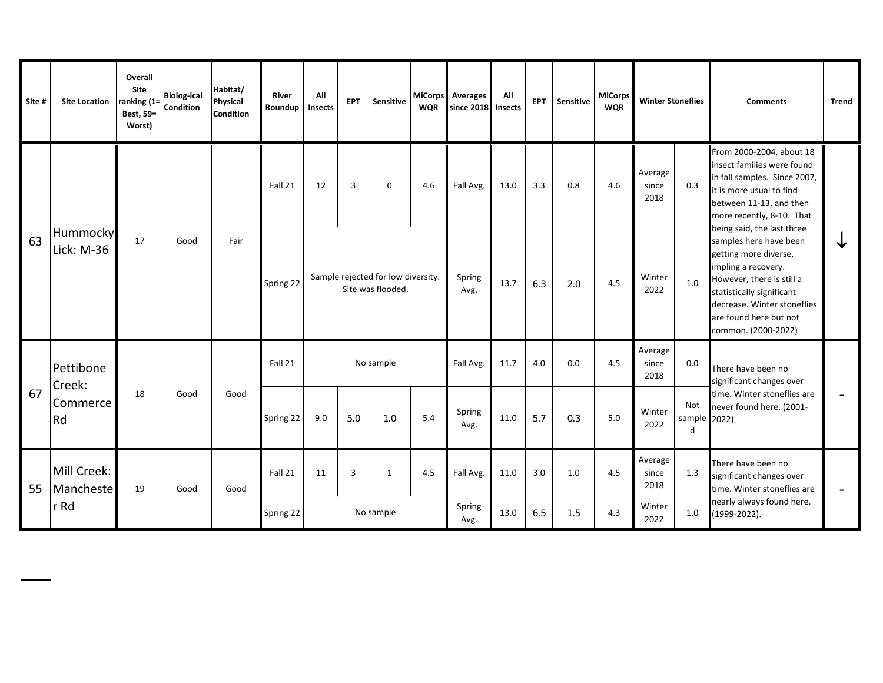| Site # | Site Location | Overall Site ranking (1= Best, 59= Worst) | Biolog-ical Condition | Habitat/ Physical Condition | River Roundup | All Insects | EPT | Sensitive | MiCorps WQR | Averages since 2018 | All Insects | EPT | Sensitive | MiCorps WQR | Winter Stoneflies | | Comments | Trend |
|---|---|---|---|---|---|---|---|---|---|---|---|---|---|---|---|---|---|---|
| 63 | Hummocky Lick: M-36 | 17 | Good | Fair | Fall 21 | 12 | 3 | 0 | 4.6 | Fall Avg. | 13.0 | 3.3 | 0.8 | 4.6 | Average since 2018 | 0.3 | From 2000-2004, about 18 insect families were found in fall samples. Since 2007, it is more usual to find between 11-13, and then more recently, 8-10. That being said, the last three samples here have been getting more diverse, impling a recovery. However, there is still a statistically significant decrease. Winter stoneflies are found here but not common. (2000-2022) | ↓ |
| | | | | | Spring 22 | Sample rejected for low diversity. Site was flooded. | | | | Spring Avg. | 13.7 | 6.3 | 2.0 | 4.5 | Winter 2022 | 1.0 | | |
| 67 | Pettibone Creek: Commerce Rd | 18 | Good | Good | Fall 21 | No sample | | | | Fall Avg. | 11.7 | 4.0 | 0.0 | 4.5 | Average since 2018 | 0.0 | There have been no significant changes over time. Winter stoneflies are never found here. (2001-2022) | - |
| | | | | | Spring 22 | 9.0 | 5.0 | 1.0 | 5.4 | Spring Avg. | 11.0 | 5.7 | 0.3 | 5.0 | Winter 2022 | Not sampled | | |
| 55 | Mill Creek: Manchester Rd | 19 | Good | Good | Fall 21 | 11 | 3 | 1 | 4.5 | Fall Avg. | 11.0 | 3.0 | 1.0 | 4.5 | Average since 2018 | 1.3 | There have been no significant changes over time. Winter stoneflies are nearly always found here. (1999-2022). | - |
| | | | | | Spring 22 | No sample | | | | Spring Avg. | 13.0 | 6.5 | 1.5 | 4.3 | Winter 2022 | 1.0 | | |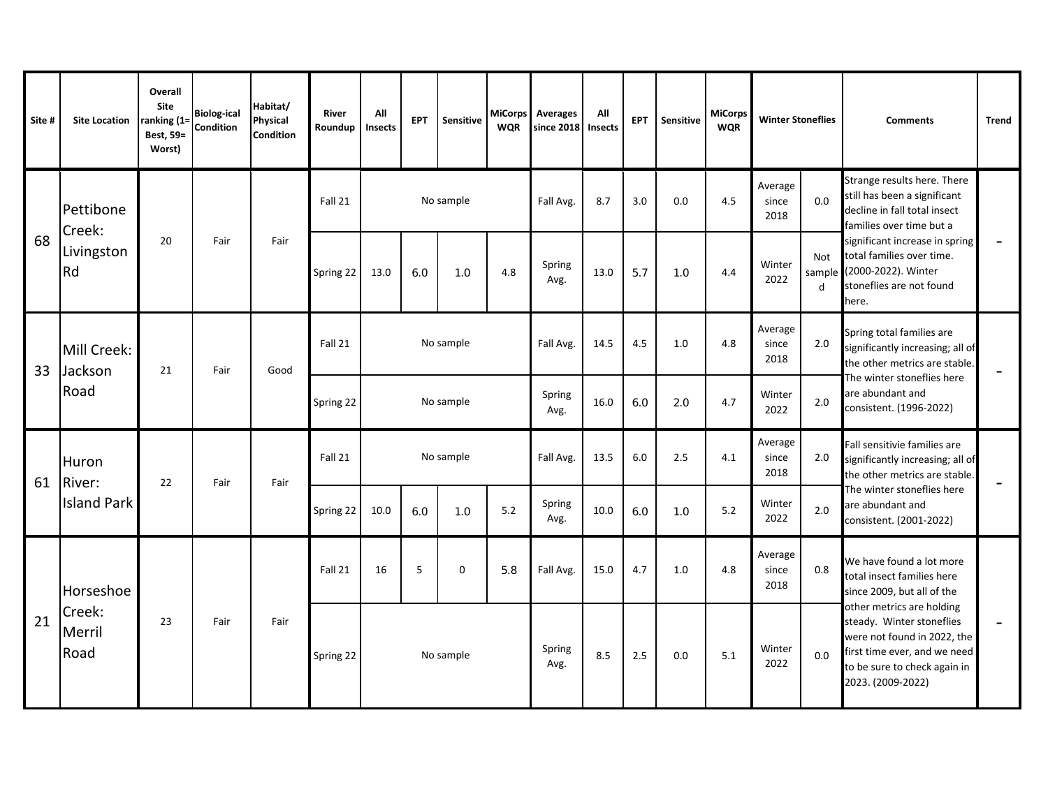| Site # | Site Location | Overall Site ranking (1= Best, 59= Worst) | Biolog-ical Condition | Habitat/ Physical Condition | River Roundup | All Insects | EPT | Sensitive | MiCorps WQR | Averages since 2018 | All Insects | EPT | Sensitive | MiCorps WQR | Winter Stoneflies | | Comments | Trend |
|---|---|---|---|---|---|---|---|---|---|---|---|---|---|---|---|---|---|---|
| 68 | Pettibone Creek: Livingston Rd | 20 | Fair | Fair | Fall 21 | No sample | | | | Fall Avg. | 8.7 | 3.0 | 0.0 | 4.5 | Average since 2018 | 0.0 | Strange results here. There still has been a significant decline in fall total insect families over time but a significant increase in spring total families over time. (2000-2022). Winter stoneflies are not found here. | - |
| | | | | | Spring 22 | 13.0 | 6.0 | 1.0 | 4.8 | Spring Avg. | 13.0 | 5.7 | 1.0 | 4.4 | Winter 2022 | Not sampled | | |
| 33 | Mill Creek: Jackson Road | 21 | Fair | Good | Fall 21 | No sample | | | | Fall Avg. | 14.5 | 4.5 | 1.0 | 4.8 | Average since 2018 | 2.0 | Spring total families are significantly increasing; all of the other metrics are stable. The winter stoneflies here are abundant and consistent. (1996-2022) | - |
| | | | | | Spring 22 | No sample | | | | Spring Avg. | 16.0 | 6.0 | 2.0 | 4.7 | Winter 2022 | 2.0 | | |
| 61 | Huron River: Island Park | 22 | Fair | Fair | Fall 21 | No sample | | | | Fall Avg. | 13.5 | 6.0 | 2.5 | 4.1 | Average since 2018 | 2.0 | Fall sensitivie families are significantly increasing; all of the other metrics are stable. The winter stoneflies here are abundant and consistent. (2001-2022) | - |
| | | | | | Spring 22 | 10.0 | 6.0 | 1.0 | 5.2 | Spring Avg. | 10.0 | 6.0 | 1.0 | 5.2 | Winter 2022 | 2.0 | | |
| 21 | Horseshoe Creek: Merril Road | 23 | Fair | Fair | Fall 21 | 16 | 5 | 0 | 5.8 | Fall Avg. | 15.0 | 4.7 | 1.0 | 4.8 | Average since 2018 | 0.8 | We have found a lot more total insect families here since 2009, but all of the other metrics are holding steady. Winter stoneflies were not found in 2022, the first time ever, and we need to be sure to check again in 2023. (2009-2022) | - |
| | | | | | Spring 22 | No sample | | | | Spring Avg. | 8.5 | 2.5 | 0.0 | 5.1 | Winter 2022 | 0.0 | | |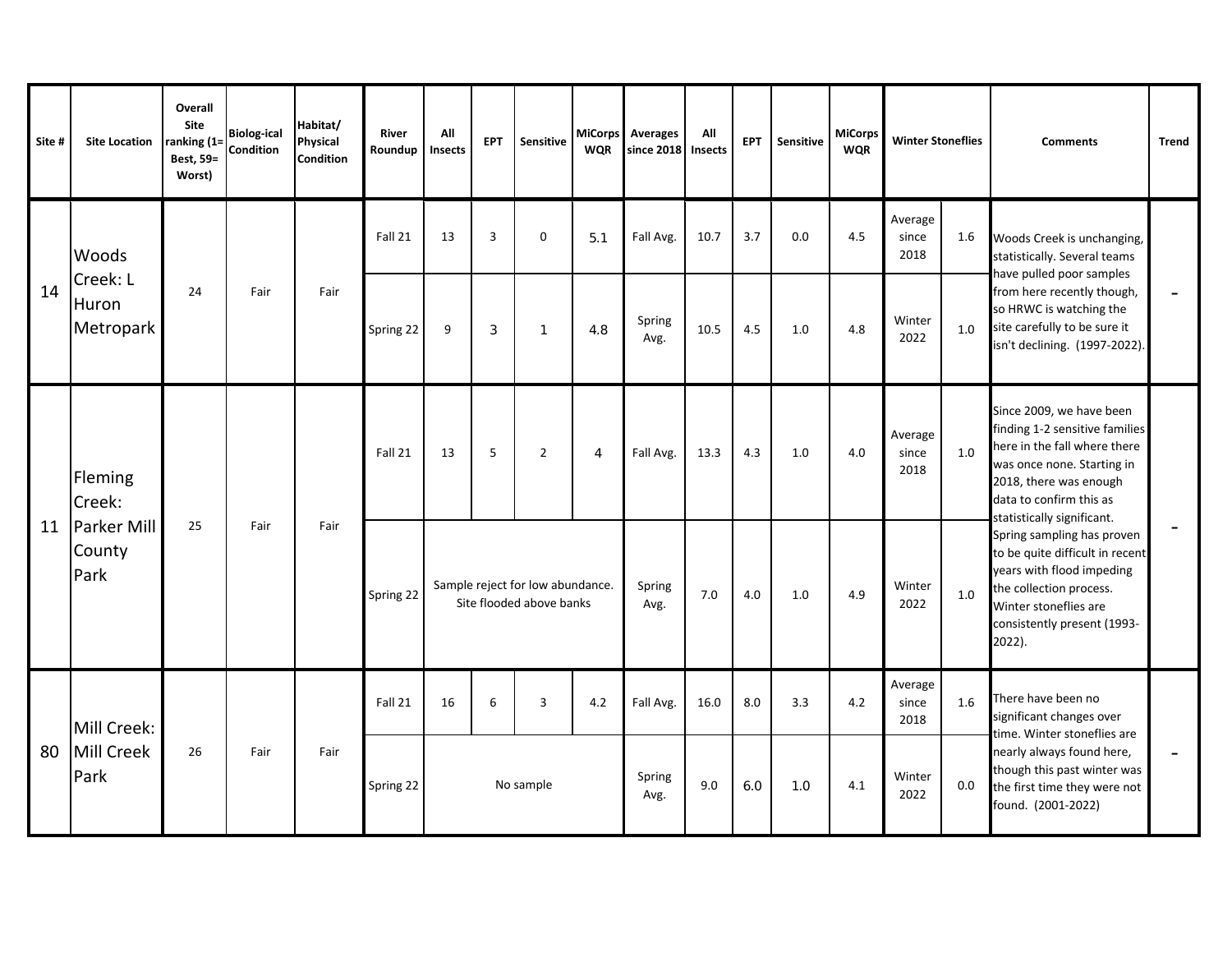| Site # | Site Location | Overall Site ranking (1= Best, 59= Worst) | Biolog-ical Condition | Habitat/ Physical Condition | River Roundup | All Insects | EPT | Sensitive | MiCorps WQR | Averages since 2018 | All Insects | EPT | Sensitive | MiCorps WQR | Winter Stoneflies | | Comments | Trend |
|---|---|---|---|---|---|---|---|---|---|---|---|---|---|---|---|---|---|---|
| 14 | Woods Creek: L Huron Metropark | 24 | Fair | Fair | Fall 21 | 13 | 3 | 0 | 5.1 | Fall Avg. | 10.7 | 3.7 | 0.0 | 4.5 | Average since 2018 | 1.6 | Woods Creek is unchanging, statistically. Several teams have pulled poor samples from here recently though, so HRWC is watching the site carefully to be sure it isn't declining. (1997-2022). | - |
| | | | | | Spring 22 | 9 | 3 | 1 | 4.8 | Spring Avg. | 10.5 | 4.5 | 1.0 | 4.8 | Winter 2022 | 1.0 | | |
| 11 | Fleming Creek: Parker Mill County Park | 25 | Fair | Fair | Fall 21 | 13 | 5 | 2 | 4 | Fall Avg. | 13.3 | 4.3 | 1.0 | 4.0 | Average since 2018 | 1.0 | Since 2009, we have been finding 1-2 sensitive families here in the fall where there was once none. Starting in 2018, there was enough data to confirm this as statistically significant. Spring sampling has proven to be quite difficult in recent years with flood impeding the collection process. Winter stoneflies are consistently present (1993-2022). | - |
| | | | | | Spring 22 | Sample reject for low abundance. Site flooded above banks | | | | Spring Avg. | 7.0 | 4.0 | 1.0 | 4.9 | Winter 2022 | 1.0 | | |
| 80 | Mill Creek: Mill Creek Park | 26 | Fair | Fair | Fall 21 | 16 | 6 | 3 | 4.2 | Fall Avg. | 16.0 | 8.0 | 3.3 | 4.2 | Average since 2018 | 1.6 | There have been no significant changes over time. Winter stoneflies are nearly always found here, though this past winter was the first time they were not found. (2001-2022) | - |
| | | | | | Spring 22 | No sample | | | | Spring Avg. | 9.0 | 6.0 | 1.0 | 4.1 | Winter 2022 | 0.0 | | |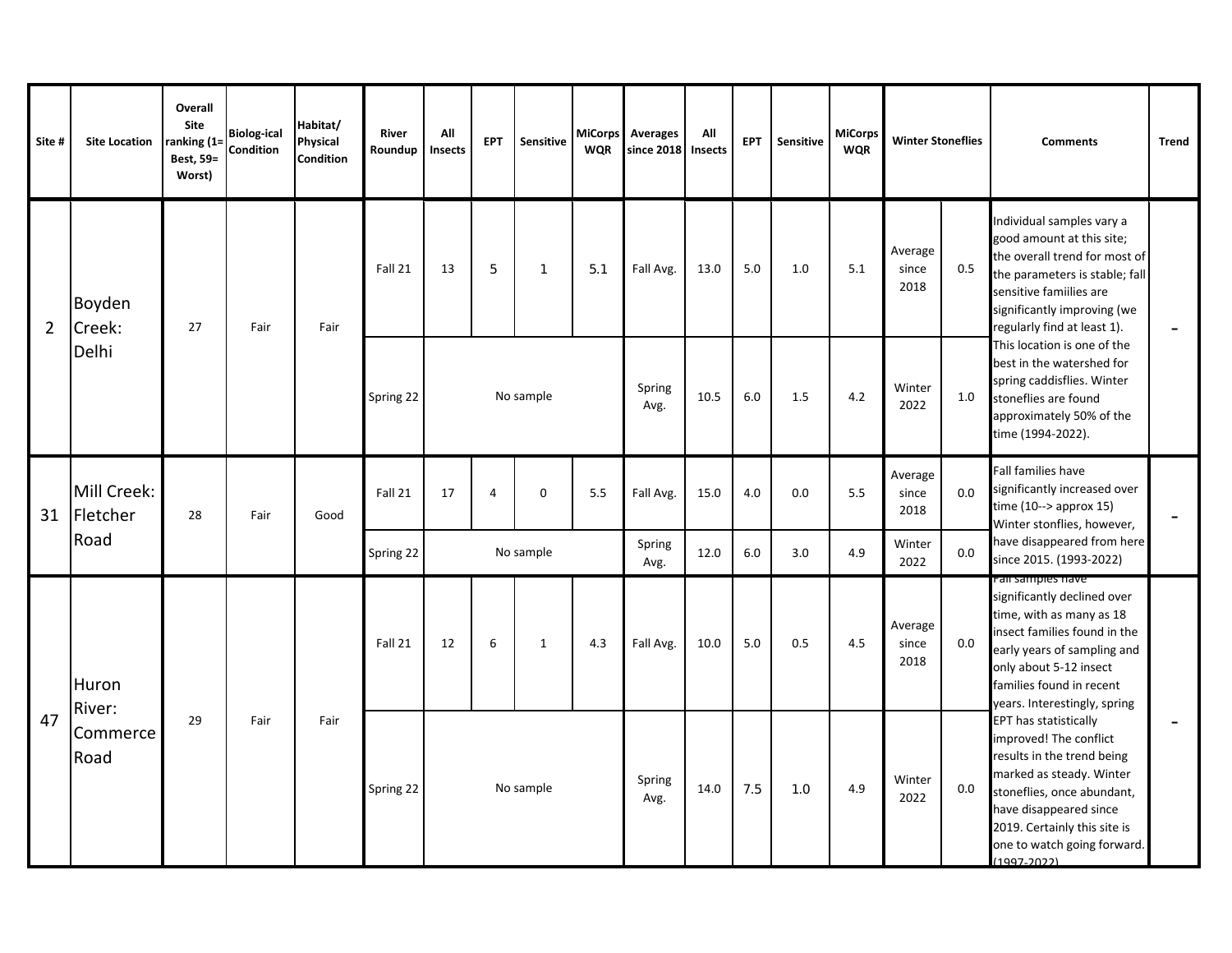| Site # | Site Location | Overall Site ranking (1= Best, 59= Worst) | Biolog-ical Condition | Habitat/ Physical Condition | River Roundup | All Insects | EPT | Sensitive | MiCorps WQR | Averages since 2018 | All Insects | EPT | Sensitive | MiCorps WQR | Winter Stoneflies | | Comments | Trend |
|---|---|---|---|---|---|---|---|---|---|---|---|---|---|---|---|---|---|---|
| 2 | Boyden Creek: Delhi | 27 | Fair | Fair | Fall 21 | 13 | 5 | 1 | 5.1 | Fall Avg. | 13.0 | 5.0 | 1.0 | 5.1 | Average since 2018 | 0.5 | Individual samples vary a good amount at this site; the overall trend for most of the parameters is stable; fall sensitive famiilies are significantly improving (we regularly find at least 1). This location is one of the best in the watershed for spring caddisflies. Winter stoneflies are found approximately 50% of the time (1994-2022). | - |
| | | | | | Spring 22 | No sample | | | | Spring Avg. | 10.5 | 6.0 | 1.5 | 4.2 | Winter 2022 | 1.0 | | |
| 31 | Mill Creek: Fletcher Road | 28 | Fair | Good | Fall 21 | 17 | 4 | 0 | 5.5 | Fall Avg. | 15.0 | 4.0 | 0.0 | 5.5 | Average since 2018 | 0.0 | Fall families have significantly increased over time (10--> approx 15) Winter stonflies, however, have disappeared from here since 2015. (1993-2022) | - |
| | | | | | Spring 22 | No sample | | | | Spring Avg. | 12.0 | 6.0 | 3.0 | 4.9 | Winter 2022 | 0.0 | | |
| 47 | Huron River: Commerce Road | 29 | Fair | Fair | Fall 21 | 12 | 6 | 1 | 4.3 | Fall Avg. | 10.0 | 5.0 | 0.5 | 4.5 | Average since 2018 | 0.0 | Fall samples have significantly declined over time, with as many as 18 insect families found in the early years of sampling and only about 5-12 insect families found in recent years. Interestingly, spring EPT has statistically improved! The conflict results in the trend being marked as steady. Winter stoneflies, once abundant, have disappeared since 2019. Certainly this site is one to watch going forward. (1997-2022) | - |
| | | | | | Spring 22 | No sample | | | | Spring Avg. | 14.0 | 7.5 | 1.0 | 4.9 | Winter 2022 | 0.0 | | |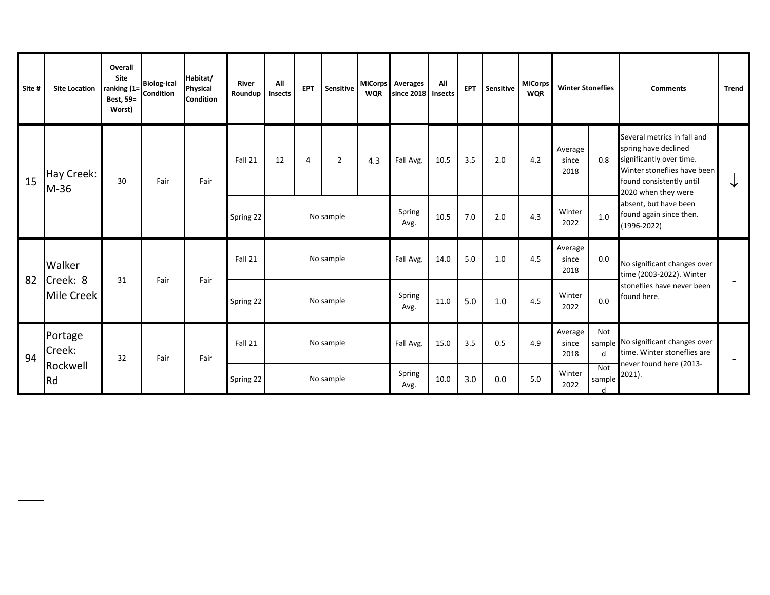| Site # | Site Location | Overall Site ranking (1= Best, 59= Worst) | Biolog-ical Condition | Habitat/ Physical Condition | River Roundup | All Insects | EPT | Sensitive | MiCorps WQR | Averages since 2018 | All Insects | EPT | Sensitive | MiCorps WQR | Winter Stoneflies | | Comments | Trend |
|---|---|---|---|---|---|---|---|---|---|---|---|---|---|---|---|---|---|---|
| 15 | Hay Creek: M-36 | 30 | Fair | Fair | Fall 21 | 12 | 4 | 2 | 4.3 | Fall Avg. | 10.5 | 3.5 | 2.0 | 4.2 | Average since 2018 | 0.8 | Several metrics in fall and spring have declined significantly over time. Winter stoneflies have been found consistently until 2020 when they were absent, but have been found again since then. (1996-2022) | ↓ |
| | | | | | Spring 22 | No sample | | | | Spring Avg. | 10.5 | 7.0 | 2.0 | 4.3 | Winter 2022 | 1.0 | | |
| 82 | Walker Creek: 8 Mile Creek | 31 | Fair | Fair | Fall 21 | No sample | | | | Fall Avg. | 14.0 | 5.0 | 1.0 | 4.5 | Average since 2018 | 0.0 | No significant changes over time (2003-2022). Winter stoneflies have never been found here. | - |
| | | | | | Spring 22 | No sample | | | | Spring Avg. | 11.0 | 5.0 | 1.0 | 4.5 | Winter 2022 | 0.0 | | |
| 94 | Portage Creek: Rockwell Rd | 32 | Fair | Fair | Fall 21 | No sample | | | | Fall Avg. | 15.0 | 3.5 | 0.5 | 4.9 | Average since 2018 | Not sampled | No significant changes over time. Winter stoneflies are never found here (2013-2021). | - |
| | | | | | Spring 22 | No sample | | | | Spring Avg. | 10.0 | 3.0 | 0.0 | 5.0 | Winter 2022 | Not sampled | | |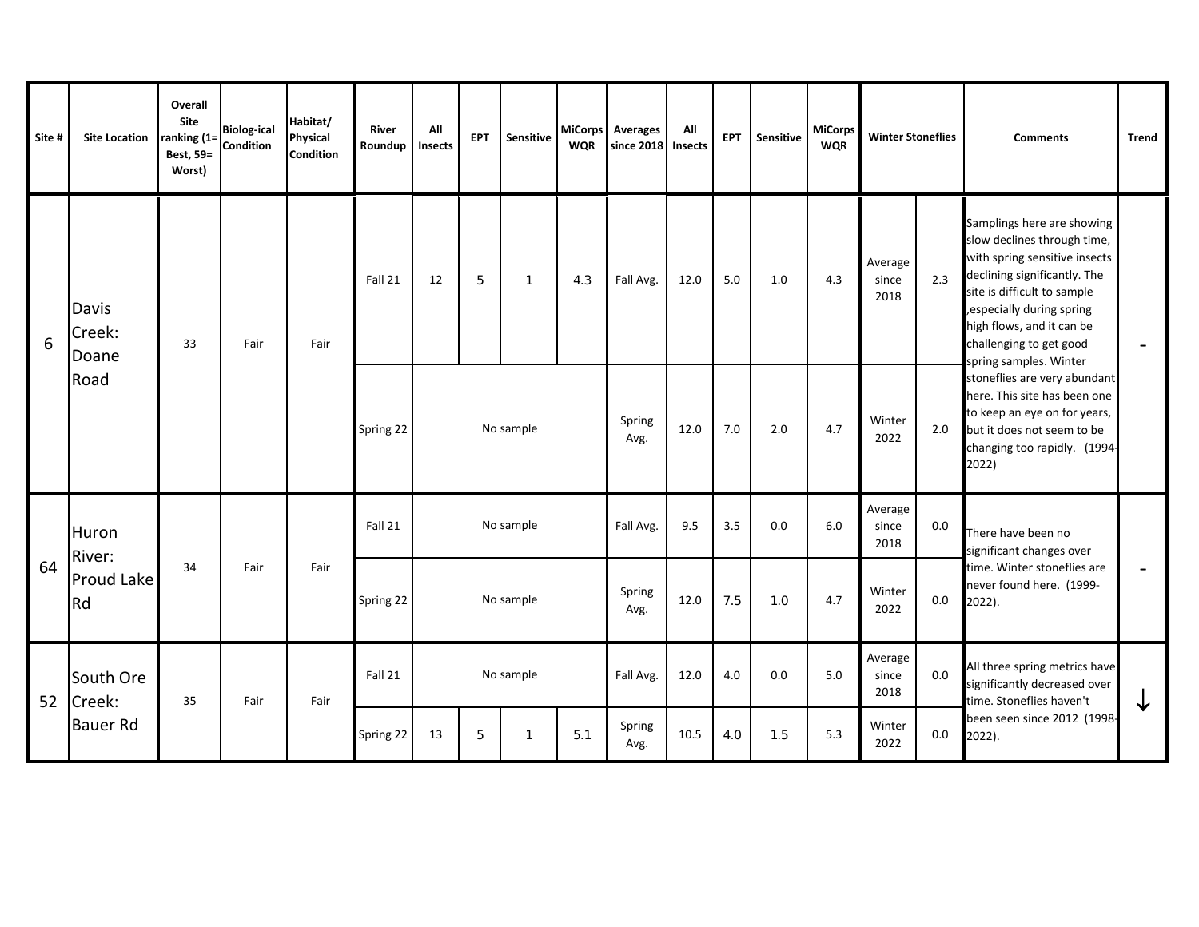| Site # | Site Location | Overall Site ranking (1= Best, 59= Worst) | Biolog-ical Condition | Habitat/ Physical Condition | River Roundup | All Insects | EPT | Sensitive | MiCorps WQR | Averages since 2018 | All Insects | EPT | Sensitive | MiCorps WQR | Winter Stoneflies | | Comments | Trend |
|---|---|---|---|---|---|---|---|---|---|---|---|---|---|---|---|---|---|---|
| 6 | Davis Creek: Doane Road | 33 | Fair | Fair | Fall 21 | 12 | 5 | 1 | 4.3 | Fall Avg. | 12.0 | 5.0 | 1.0 | 4.3 | Average since 2018 | 2.3 | Samplings here are showing slow declines through time, with spring sensitive insects declining significantly. The site is difficult to sample ,especially during spring high flows, and it can be challenging to get good spring samples. Winter stoneflies are very abundant here. This site has been one to keep an eye on for years, but it does not seem to be changing too rapidly. (1994-2022) | - |
| | | | | | Spring 22 | No sample | | | | Spring Avg. | 12.0 | 7.0 | 2.0 | 4.7 | Winter 2022 | 2.0 | | |
| 64 | Huron River: Proud Lake Rd | 34 | Fair | Fair | Fall 21 | No sample | | | | Fall Avg. | 9.5 | 3.5 | 0.0 | 6.0 | Average since 2018 | 0.0 | There have been no significant changes over time. Winter stoneflies are never found here. (1999-2022). | - |
| | | | | | Spring 22 | No sample | | | | Spring Avg. | 12.0 | 7.5 | 1.0 | 4.7 | Winter 2022 | 0.0 | | |
| 52 | South Ore Creek: Bauer Rd | 35 | Fair | Fair | Fall 21 | No sample | | | | Fall Avg. | 12.0 | 4.0 | 0.0 | 5.0 | Average since 2018 | 0.0 | All three spring metrics have significantly decreased over time. Stoneflies haven't been seen since 2012 (1998-2022). | ↓ |
| | | | | | Spring 22 | 13 | 5 | 1 | 5.1 | Spring Avg. | 10.5 | 4.0 | 1.5 | 5.3 | Winter 2022 | 0.0 | | |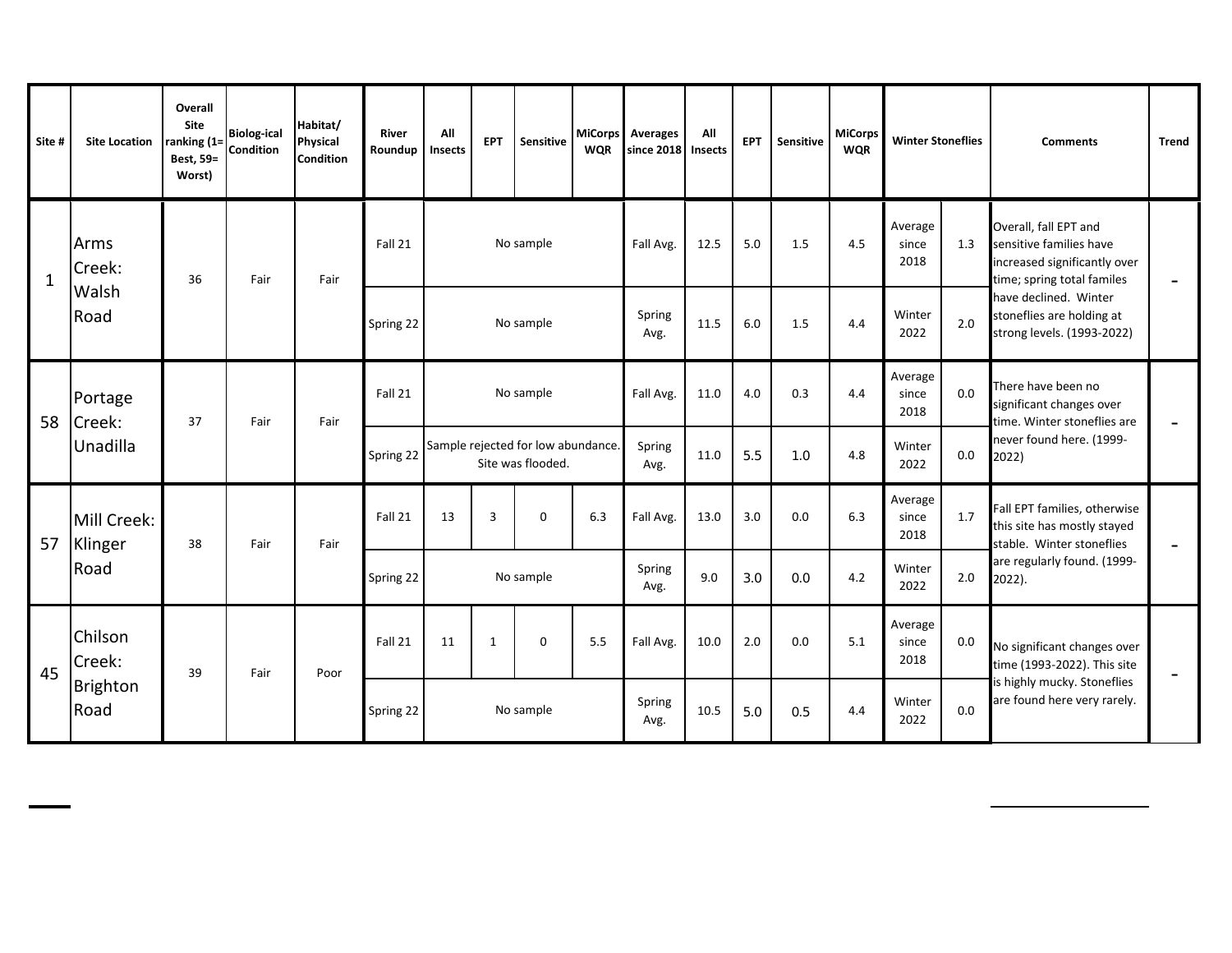| Site # | Site Location | Overall Site ranking (1= Best, 59= Worst) | Biolog-ical Condition | Habitat/ Physical Condition | River Roundup | All Insects | EPT | Sensitive | MiCorps WQR | Averages since 2018 | All Insects | EPT | Sensitive | MiCorps WQR | Winter Stoneflies | | Comments | Trend |
|---|---|---|---|---|---|---|---|---|---|---|---|---|---|---|---|---|---|---|
| 1 | Arms Creek: Walsh Road | 36 | Fair | Fair | Fall 21 | No sample | | | | Fall Avg. | 12.5 | 5.0 | 1.5 | 4.5 | Average since 2018 | 1.3 | Overall, fall EPT and sensitive families have increased significantly over time; spring total familes have declined. Winter stoneflies are holding at strong levels. (1993-2022) | - |
| | | | | | Spring 22 | No sample | | | | Spring Avg. | 11.5 | 6.0 | 1.5 | 4.4 | Winter 2022 | 2.0 | | |
| 58 | Portage Creek: Unadilla | 37 | Fair | Fair | Fall 21 | No sample | | | | Fall Avg. | 11.0 | 4.0 | 0.3 | 4.4 | Average since 2018 | 0.0 | There have been no significant changes over time. Winter stoneflies are never found here. (1999-2022) | - |
| | | | | | Spring 22 | Sample rejected for low abundance. Site was flooded. | | | | Spring Avg. | 11.0 | 5.5 | 1.0 | 4.8 | Winter 2022 | 0.0 | | |
| 57 | Mill Creek: Klinger Road | 38 | Fair | Fair | Fall 21 | 13 | 3 | 0 | 6.3 | Fall Avg. | 13.0 | 3.0 | 0.0 | 6.3 | Average since 2018 | 1.7 | Fall EPT families, otherwise this site has mostly stayed stable. Winter stoneflies are regularly found. (1999-2022). | - |
| | | | | | Spring 22 | No sample | | | | Spring Avg. | 9.0 | 3.0 | 0.0 | 4.2 | Winter 2022 | 2.0 | | |
| 45 | Chilson Creek: Brighton Road | 39 | Fair | Poor | Fall 21 | 11 | 1 | 0 | 5.5 | Fall Avg. | 10.0 | 2.0 | 0.0 | 5.1 | Average since 2018 | 0.0 | No significant changes over time (1993-2022). This site is highly mucky. Stoneflies are found here very rarely. | - |
| | | | | | Spring 22 | No sample | | | | Spring Avg. | 10.5 | 5.0 | 0.5 | 4.4 | Winter 2022 | 0.0 | | |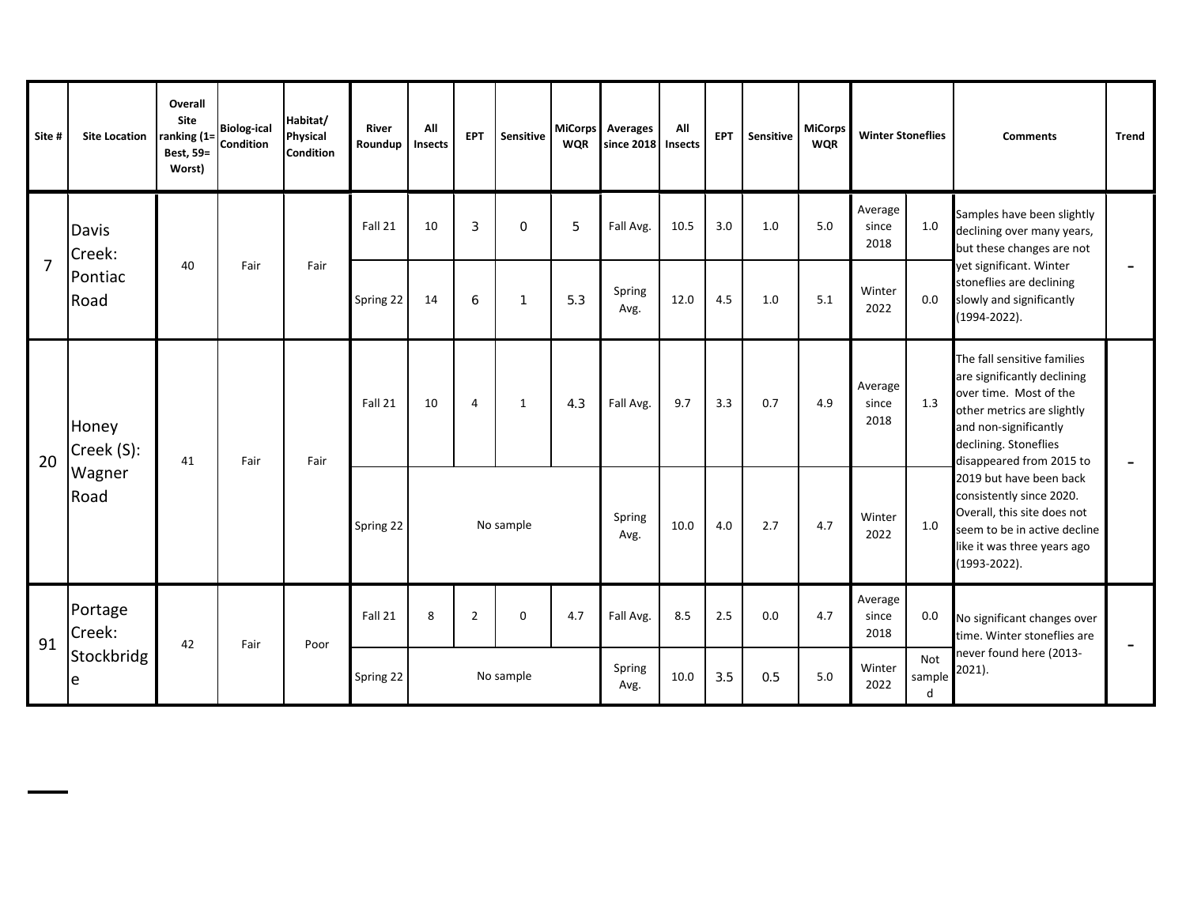| Site # | Site Location | Overall Site ranking (1= Best, 59= Worst) | Biolog-ical Condition | Habitat/ Physical Condition | River Roundup | All Insects | EPT | Sensitive | MiCorps WQR | Averages since 2018 | All Insects | EPT | Sensitive | MiCorps WQR | Winter Stoneflies | | Comments | Trend |
|---|---|---|---|---|---|---|---|---|---|---|---|---|---|---|---|---|---|---|
| 7 | Davis Creek: Pontiac Road | 40 | Fair | Fair | Fall 21 | 10 | 3 | 0 | 5 | Fall Avg. | 10.5 | 3.0 | 1.0 | 5.0 | Average since 2018 | 1.0 | Samples have been slightly declining over many years, but these changes are not yet significant. Winter stoneflies are declining slowly and significantly (1994-2022). | - |
| | | | | | Spring 22 | 14 | 6 | 1 | 5.3 | Spring Avg. | 12.0 | 4.5 | 1.0 | 5.1 | Winter 2022 | 0.0 | | |
| 20 | Honey Creek (S): Wagner Road | 41 | Fair | Fair | Fall 21 | 10 | 4 | 1 | 4.3 | Fall Avg. | 9.7 | 3.3 | 0.7 | 4.9 | Average since 2018 | 1.3 | The fall sensitive families are significantly declining over time. Most of the other metrics are slightly and non-significantly declining. Stoneflies disappeared from 2015 to 2019 but have been back consistently since 2020. Overall, this site does not seem to be in active decline like it was three years ago (1993-2022). | - |
| | | | | | Spring 22 | No sample | | | | Spring Avg. | 10.0 | 4.0 | 2.7 | 4.7 | Winter 2022 | 1.0 | | |
| 91 | Portage Creek: Stockbridge | 42 | Fair | Poor | Fall 21 | 8 | 2 | 0 | 4.7 | Fall Avg. | 8.5 | 2.5 | 0.0 | 4.7 | Average since 2018 | 0.0 | No significant changes over time. Winter stoneflies are never found here (2013-2021). | - |
| | | | | | Spring 22 | No sample | | | | Spring Avg. | 10.0 | 3.5 | 0.5 | 5.0 | Winter 2022 | Not sampled | | |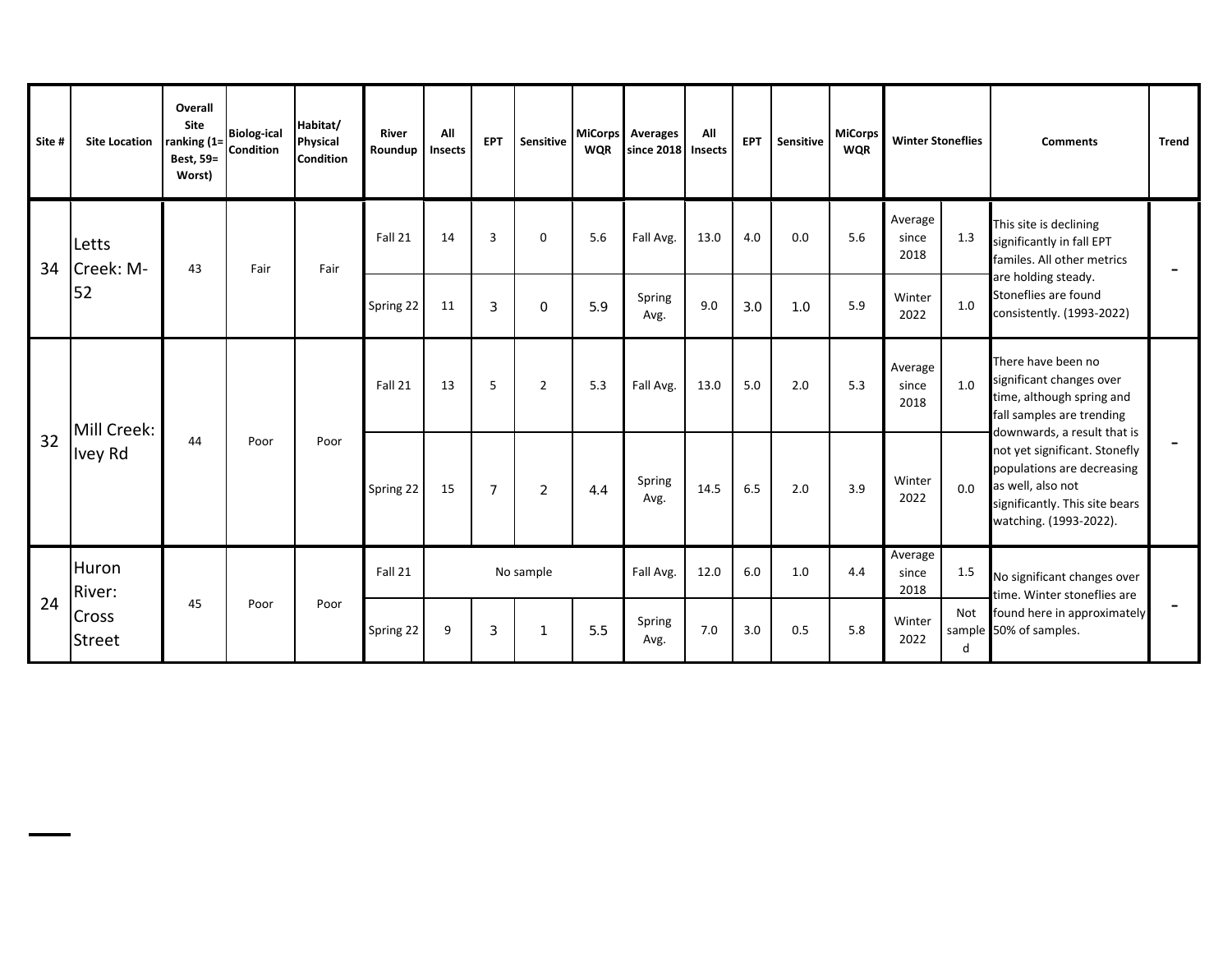| Site # | Site Location | Overall Site ranking (1= Best, 59= Worst) | Biolog-ical Condition | Habitat/ Physical Condition | River Roundup | All Insects | EPT | Sensitive | MiCorps WQR | Averages since 2018 | All Insects | EPT | Sensitive | MiCorps WQR | Winter Stoneflies | | Comments | Trend |
|---|---|---|---|---|---|---|---|---|---|---|---|---|---|---|---|---|---|---|
| 34 | Letts Creek: M-52 | 43 | Fair | Fair | Fall 21 | 14 | 3 | 0 | 5.6 | Fall Avg. | 13.0 | 4.0 | 0.0 | 5.6 | Average since 2018 | 1.3 | This site is declining significantly in fall EPT familes. All other metrics are holding steady. Stoneflies are found consistently. (1993-2022) | - |
| | | | | | Spring 22 | 11 | 3 | 0 | 5.9 | Spring Avg. | 9.0 | 3.0 | 1.0 | 5.9 | Winter 2022 | 1.0 | | |
| 32 | Mill Creek: Ivey Rd | 44 | Poor | Poor | Fall 21 | 13 | 5 | 2 | 5.3 | Fall Avg. | 13.0 | 5.0 | 2.0 | 5.3 | Average since 2018 | 1.0 | There have been no significant changes over time, although spring and fall samples are trending downwards, a result that is not yet significant. Stonefly populations are decreasing as well, also not significantly. This site bears watching. (1993-2022). | - |
| | | | | | Spring 22 | 15 | 7 | 2 | 4.4 | Spring Avg. | 14.5 | 6.5 | 2.0 | 3.9 | Winter 2022 | 0.0 | | |
| 24 | Huron River: Cross Street | 45 | Poor | Poor | Fall 21 | No sample | | | | Fall Avg. | 12.0 | 6.0 | 1.0 | 4.4 | Average since 2018 | 1.5 | No significant changes over time. Winter stoneflies are found here in approximately 50% of samples. | - |
| | | | | | Spring 22 | 9 | 3 | 1 | 5.5 | Spring Avg. | 7.0 | 3.0 | 0.5 | 5.8 | Winter 2022 | Not sampled | | |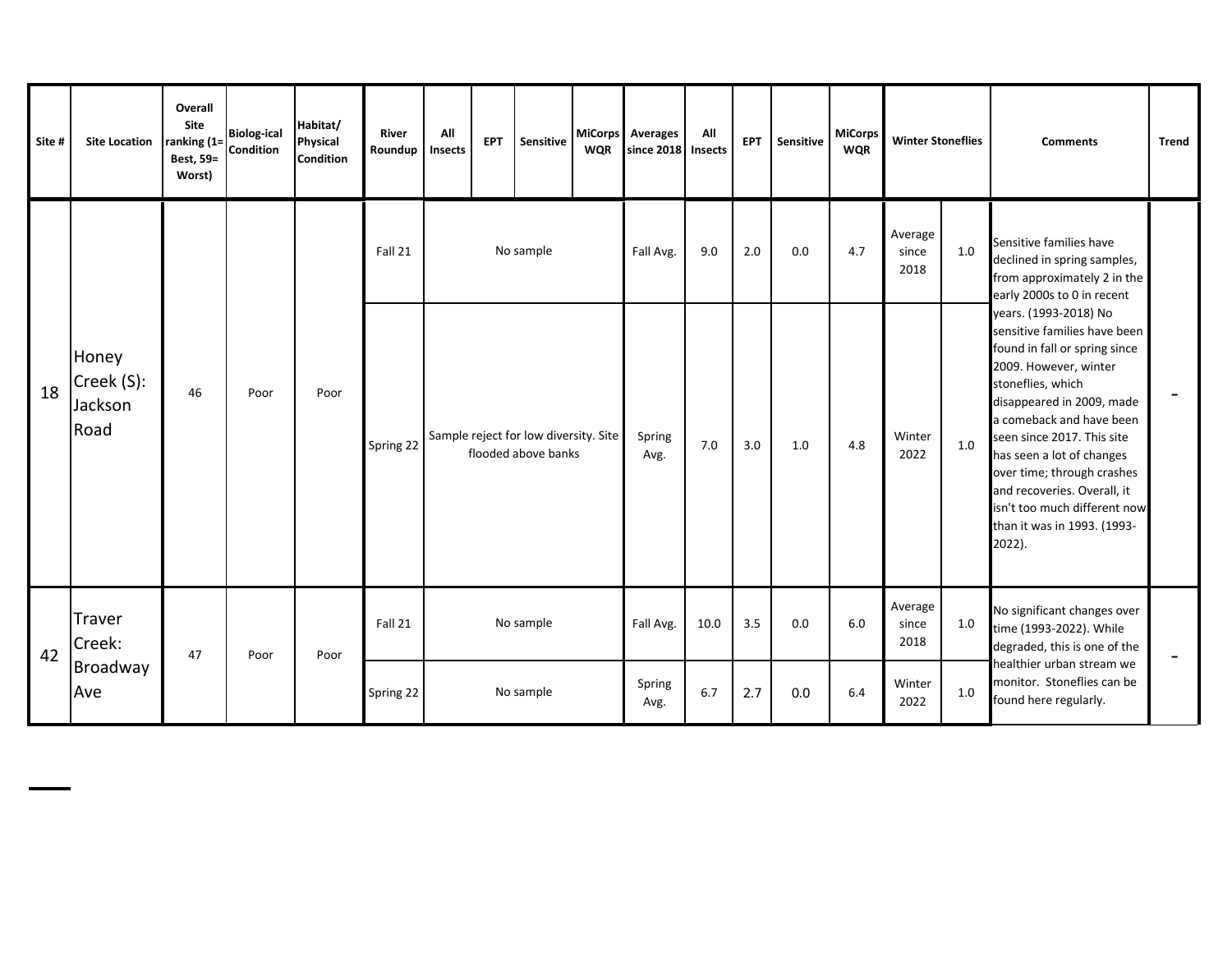| Site # | Site Location | Overall Site ranking (1= Best, 59= Worst) | Biolog-ical Condition | Habitat/ Physical Condition | River Roundup | All Insects | EPT | Sensitive | MiCorps WQR | Averages since 2018 | All Insects | EPT | Sensitive | MiCorps WQR | Winter Stoneflies | | Comments | Trend |
|---|---|---|---|---|---|---|---|---|---|---|---|---|---|---|---|---|---|---|
| 18 | Honey Creek (S): Jackson Road | 46 | Poor | Poor | Fall 21 | No sample | | | | Fall Avg. | 9.0 | 2.0 | 0.0 | 4.7 | Average since 2018 | 1.0 | Sensitive families have declined in spring samples, from approximately 2 in the early 2000s to 0 in recent years. (1993-2018) No sensitive families have been found in fall or spring since 2009. However, winter stoneflies, which disappeared in 2009, made a comeback and have been seen since 2017. This site has seen a lot of changes over time; through crashes and recoveries. Overall, it isn't too much different now than it was in 1993. (1993-2022). | - |
| | | | | | Spring 22 | Sample reject for low diversity. Site flooded above banks | | | | Spring Avg. | 7.0 | 3.0 | 1.0 | 4.8 | Winter 2022 | 1.0 | | |
| 42 | Traver Creek: Broadway Ave | 47 | Poor | Poor | Fall 21 | No sample | | | | Fall Avg. | 10.0 | 3.5 | 0.0 | 6.0 | Average since 2018 | 1.0 | No significant changes over time (1993-2022). While degraded, this is one of the healthier urban stream we monitor. Stoneflies can be found here regularly. | - |
| | | | | | Spring 22 | No sample | | | | Spring Avg. | 6.7 | 2.7 | 0.0 | 6.4 | Winter 2022 | 1.0 | | |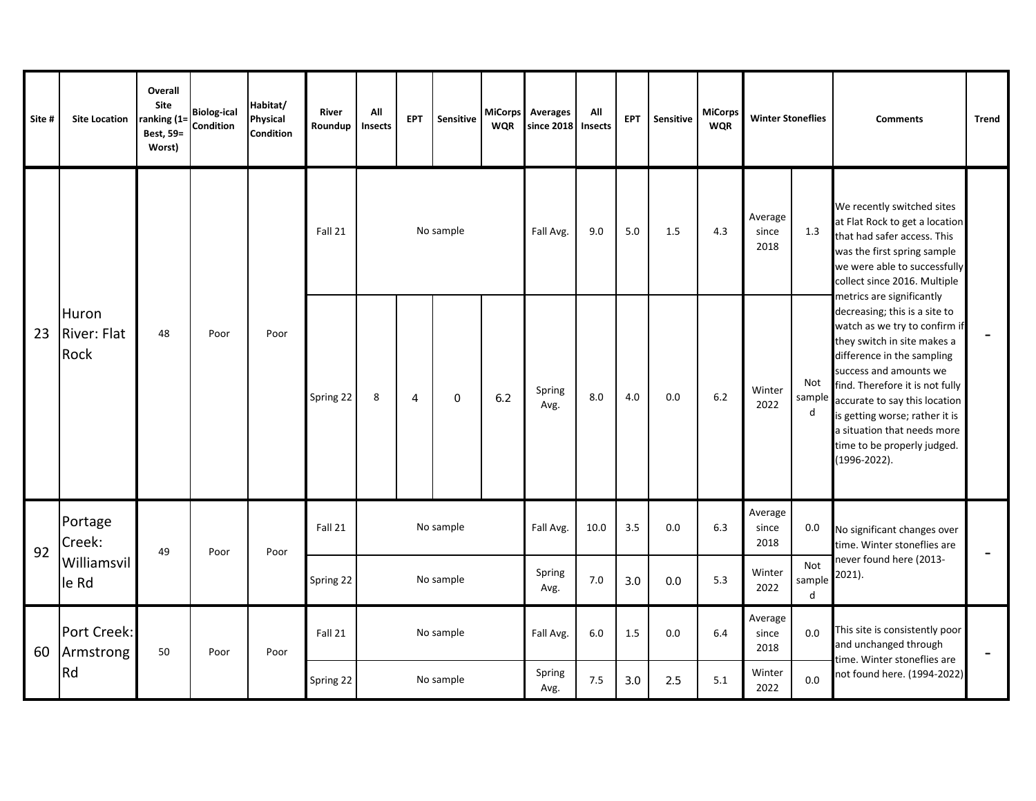| Site # | Site Location | Overall Site ranking (1= Best, 59= Worst) | Biolog-ical Condition | Habitat/ Physical Condition | River Roundup | All Insects | EPT | Sensitive | MiCorps WQR | Averages since 2018 | All Insects | EPT | Sensitive | MiCorps WQR | Winter Stoneflies | | Comments | Trend |
|---|---|---|---|---|---|---|---|---|---|---|---|---|---|---|---|---|---|---|
| 23 | Huron River: Flat Rock | 48 | Poor | Poor | Fall 21 | No sample | | | | Fall Avg. | 9.0 | 5.0 | 1.5 | 4.3 | Average since 2018 | 1.3 | We recently switched sites at Flat Rock to get a location that had safer access. This was the first spring sample we were able to successfully collect since 2016. Multiple metrics are significantly decreasing; this is a site to watch as we try to confirm if they switch in site makes a difference in the sampling success and amounts we find. Therefore it is not fully accurate to say this location is getting worse; rather it is a situation that needs more time to be properly judged. (1996-2022). | - |
| | | | | | Spring 22 | 8 | 4 | 0 | 6.2 | Spring Avg. | 8.0 | 4.0 | 0.0 | 6.2 | Winter 2022 | Not sampled | | |
| 92 | Portage Creek: Williamsville Rd | 49 | Poor | Poor | Fall 21 | No sample | | | | Fall Avg. | 10.0 | 3.5 | 0.0 | 6.3 | Average since 2018 | 0.0 | No significant changes over time. Winter stoneflies are never found here (2013-2021). | - |
| | | | | | Spring 22 | No sample | | | | Spring Avg. | 7.0 | 3.0 | 0.0 | 5.3 | Winter 2022 | Not sampled | | |
| 60 | Port Creek: Armstrong Rd | 50 | Poor | Poor | Fall 21 | No sample | | | | Fall Avg. | 6.0 | 1.5 | 0.0 | 6.4 | Average since 2018 | 0.0 | This site is consistently poor and unchanged through time. Winter stoneflies are not found here. (1994-2022) | - |
| | | | | | Spring 22 | No sample | | | | Spring Avg. | 7.5 | 3.0 | 2.5 | 5.1 | Winter 2022 | 0.0 | | |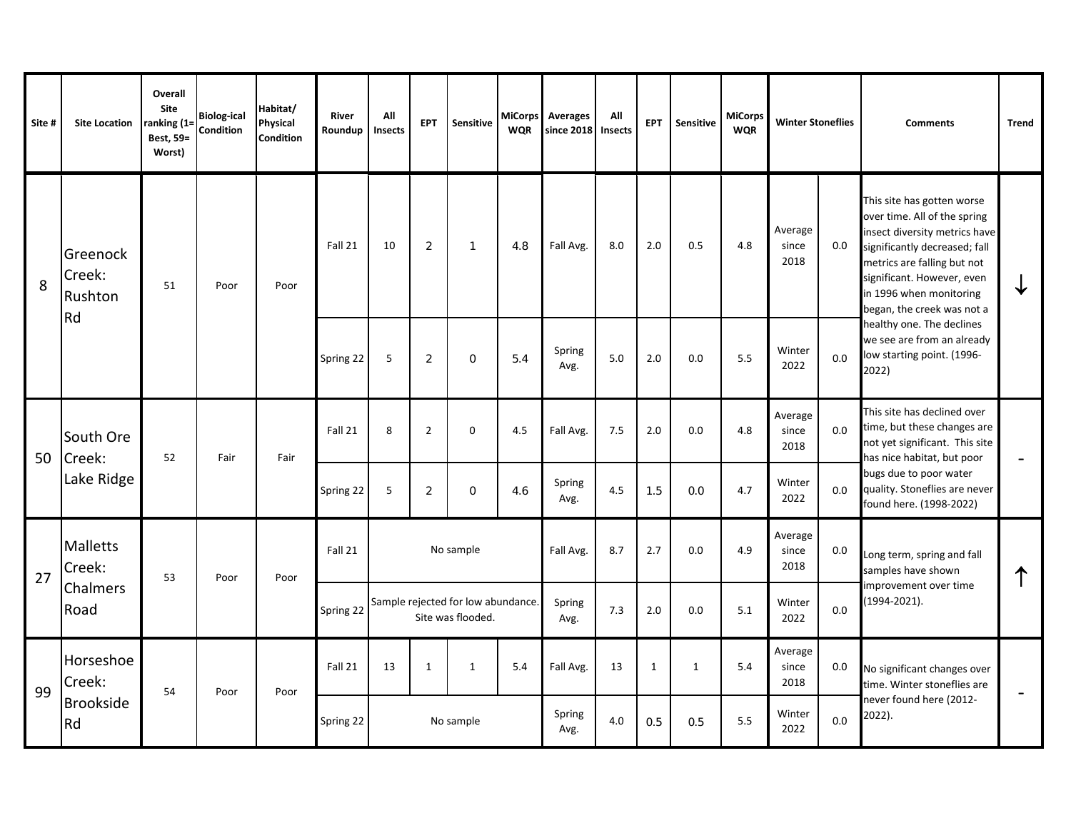| Site # | Site Location | Overall Site ranking (1= Best, 59= Worst) | Biolog-ical Condition | Habitat/ Physical Condition | River Roundup | All Insects | EPT | Sensitive | MiCorps WQR | Averages since 2018 | All Insects | EPT | Sensitive | MiCorps WQR | Winter Stoneflies | | Comments | Trend |
|---|---|---|---|---|---|---|---|---|---|---|---|---|---|---|---|---|---|---|
| 8 | Greenock Creek: Rushton Rd | 51 | Poor | Poor | Fall 21 | 10 | 2 | 1 | 4.8 | Fall Avg. | 8.0 | 2.0 | 0.5 | 4.8 | Average since 2018 | 0.0 | This site has gotten worse over time. All of the spring insect diversity metrics have significantly decreased; fall metrics are falling but not significant. However, even in 1996 when monitoring began, the creek was not a healthy one. The declines we see are from an already low starting point. (1996-2022) | ↓ |
| | | | | | Spring 22 | 5 | 2 | 0 | 5.4 | Spring Avg. | 5.0 | 2.0 | 0.0 | 5.5 | Winter 2022 | 0.0 | | |
| 50 | South Ore Creek: Lake Ridge | 52 | Fair | Fair | Fall 21 | 8 | 2 | 0 | 4.5 | Fall Avg. | 7.5 | 2.0 | 0.0 | 4.8 | Average since 2018 | 0.0 | This site has declined over time, but these changes are not yet significant. This site has nice habitat, but poor bugs due to poor water quality. Stoneflies are never found here. (1998-2022) | - |
| | | | | | Spring 22 | 5 | 2 | 0 | 4.6 | Spring Avg. | 4.5 | 1.5 | 0.0 | 4.7 | Winter 2022 | 0.0 | | |
| 27 | Malletts Creek: Chalmers Road | 53 | Poor | Poor | Fall 21 | No sample | | | | Fall Avg. | 8.7 | 2.7 | 0.0 | 4.9 | Average since 2018 | 0.0 | Long term, spring and fall samples have shown improvement over time (1994-2021). | ↑ |
| | | | | | Spring 22 | Sample rejected for low abundance. Site was flooded. | | | | Spring Avg. | 7.3 | 2.0 | 0.0 | 5.1 | Winter 2022 | 0.0 | | |
| 99 | Horseshoe Creek: Brookside Rd | 54 | Poor | Poor | Fall 21 | 13 | 1 | 1 | 5.4 | Fall Avg. | 13 | 1 | 1 | 5.4 | Average since 2018 | 0.0 | No significant changes over time. Winter stoneflies are never found here (2012-2022). | - |
| | | | | | Spring 22 | No sample | | | | Spring Avg. | 4.0 | 0.5 | 0.5 | 5.5 | Winter 2022 | 0.0 | | |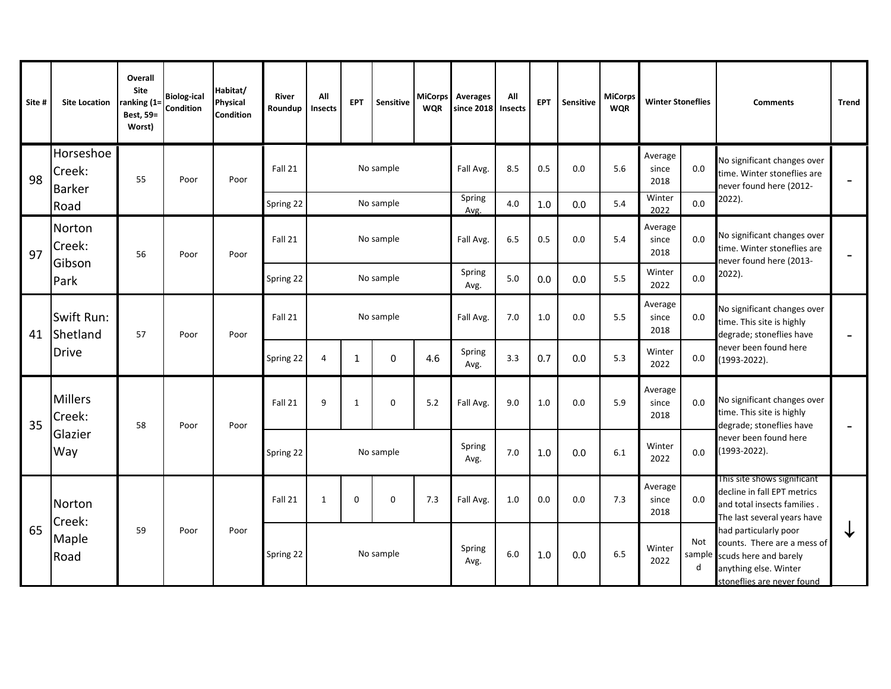| Site # | Site Location | Overall Site ranking (1= Best, 59= Worst) | Biolog-ical Condition | Habitat/ Physical Condition | River Roundup | All Insects | EPT | Sensitive | MiCorps WQR | Averages since 2018 | All Insects | EPT | Sensitive | MiCorps WQR | Winter Stoneflies | | Comments | Trend |
|---|---|---|---|---|---|---|---|---|---|---|---|---|---|---|---|---|---|---|
| 98 | Horseshoe Creek: Barker Road | 55 | Poor | Poor | Fall 21 | No sample | | | | Fall Avg. | 8.5 | 0.5 | 0.0 | 5.6 | Average since 2018 | 0.0 | No significant changes over time. Winter stoneflies are never found here (2012-2022). | - |
| | | | | | Spring 22 | No sample | | | | Spring Avg. | 4.0 | 1.0 | 0.0 | 5.4 | Winter 2022 | 0.0 | | |
| 97 | Norton Creek: Gibson Park | 56 | Poor | Poor | Fall 21 | No sample | | | | Fall Avg. | 6.5 | 0.5 | 0.0 | 5.4 | Average since 2018 | 0.0 | No significant changes over time. Winter stoneflies are never found here (2013-2022). | - |
| | | | | | Spring 22 | No sample | | | | Spring Avg. | 5.0 | 0.0 | 0.0 | 5.5 | Winter 2022 | 0.0 | | |
| 41 | Swift Run: Shetland Drive | 57 | Poor | Poor | Fall 21 | No sample | | | | Fall Avg. | 7.0 | 1.0 | 0.0 | 5.5 | Average since 2018 | 0.0 | No significant changes over time. This site is highly degrade; stoneflies have never been found here (1993-2022). | - |
| | | | | | Spring 22 | 4 | 1 | 0 | 4.6 | Spring Avg. | 3.3 | 0.7 | 0.0 | 5.3 | Winter 2022 | 0.0 | | |
| 35 | Millers Creek: Glazier Way | 58 | Poor | Poor | Fall 21 | 9 | 1 | 0 | 5.2 | Fall Avg. | 9.0 | 1.0 | 0.0 | 5.9 | Average since 2018 | 0.0 | No significant changes over time. This site is highly degrade; stoneflies have never been found here (1993-2022). | - |
| | | | | | Spring 22 | No sample | | | | Spring Avg. | 7.0 | 1.0 | 0.0 | 6.1 | Winter 2022 | 0.0 | | |
| 65 | Norton Creek: Maple Road | 59 | Poor | Poor | Fall 21 | 1 | 0 | 0 | 7.3 | Fall Avg. | 1.0 | 0.0 | 0.0 | 7.3 | Average since 2018 | 0.0 | This site shows significant decline in fall EPT metrics and total insects families . The last several years have had particularly poor counts. There are a mess of scuds here and barely anything else. Winter stoneflies are never found | ↓ |
| | | | | | Spring 22 | No sample | | | | Spring Avg. | 6.0 | 1.0 | 0.0 | 6.5 | Winter 2022 | Not sampled | | |